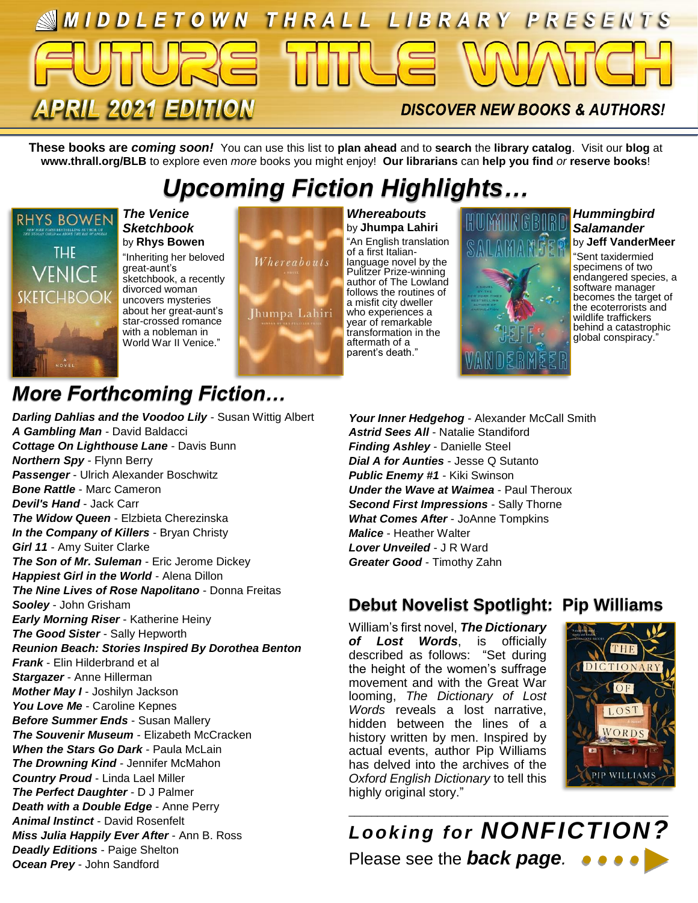# MIDDLETOWN THRALL LIBRARY PRESENTS

# FUTURE TITLE WATCH

**APRIL 2021 EDITION**

**DISCOVER NEW BOOKS & AUTHORS!**

**These books are *coming soon!*** You can use this list to **plan ahead** and to **search** the **library catalog**. Visit our **blog** at **www.thrall.org/BLB** to explore even *more* books you might enjoy! **Our librarians** can **help you find** *or* **reserve books**!

## *Upcoming Fiction Highlights…*

***The Venice Sketchbook*** by **Rhys Bowen**

"Inheriting her beloved great-aunt's sketchbook, a recently divorced woman uncovers mysteries about her great-aunt's star-crossed romance with a nobleman in World War II Venice."

***Whereabouts*** by **Jhumpa Lahiri**

"An English translation of a first Italian-language novel by the Pulitzer Prize-winning author of The Lowland follows the routines of a misfit city dweller who experiences a year of remarkable transformation in the aftermath of a parent's death."

***Hummingbird Salamander*** by **Jeff VanderMeer**

"Sent taxidermied specimens of two endangered species, a software manager becomes the target of the ecoterrorists and wildlife traffickers behind a catastrophic global conspiracy."

## *More Forthcoming Fiction…*

***Darling Dahlias and the Voodoo Lily*** - Susan Wittig Albert
***A Gambling Man*** - David Baldacci
***Cottage On Lighthouse Lane*** - Davis Bunn
***Northern Spy*** - Flynn Berry
***Passenger*** - Ulrich Alexander Boschwitz
***Bone Rattle*** - Marc Cameron
***Devil's Hand*** - Jack Carr
***The Widow Queen*** - Elzbieta Cherezinska
***In the Company of Killers*** - Bryan Christy
***Girl 11*** - Amy Suiter Clarke
***The Son of Mr. Suleman*** - Eric Jerome Dickey
***Happiest Girl in the World*** - Alena Dillon
***The Nine Lives of Rose Napolitano*** - Donna Freitas
***Sooley*** - John Grisham
***Early Morning Riser*** - Katherine Heiny
***The Good Sister*** - Sally Hepworth
***Reunion Beach: Stories Inspired By Dorothea Benton Frank*** - Elin Hilderbrand et al
***Stargazer*** - Anne Hillerman
***Mother May I*** - Joshilyn Jackson
***You Love Me*** - Caroline Kepnes
***Before Summer Ends*** - Susan Mallery
***The Souvenir Museum*** - Elizabeth McCracken
***When the Stars Go Dark*** - Paula McLain
***The Drowning Kind*** - Jennifer McMahon
***Country Proud*** - Linda Lael Miller
***The Perfect Daughter*** - D J Palmer
***Death with a Double Edge*** - Anne Perry
***Animal Instinct*** - David Rosenfelt
***Miss Julia Happily Ever After*** - Ann B. Ross
***Deadly Editions*** - Paige Shelton
***Ocean Prey*** - John Sandford
***Your Inner Hedgehog*** - Alexander McCall Smith
***Astrid Sees All*** - Natalie Standiford
***Finding Ashley*** - Danielle Steel
***Dial A for Aunties*** - Jesse Q Sutanto
***Public Enemy #1*** - Kiki Swinson
***Under the Wave at Waimea*** - Paul Theroux
***Second First Impressions*** - Sally Thorne
***What Comes After*** - JoAnne Tompkins
***Malice*** - Heather Walter
***Lover Unveiled*** - J R Ward
***Greater Good*** - Timothy Zahn

## Debut Novelist Spotlight: Pip Williams

William's first novel, ***The Dictionary of Lost Words***, is officially described as follows: "Set during the height of the women's suffrage movement and with the Great War looming, *The Dictionary of Lost Words* reveals a lost narrative, hidden between the lines of a history written by men. Inspired by actual events, author Pip Williams has delved into the archives of the *Oxford English Dictionary* to tell this highly original story."

## *Looking for NONFICTION?*

Please see the ***back page***.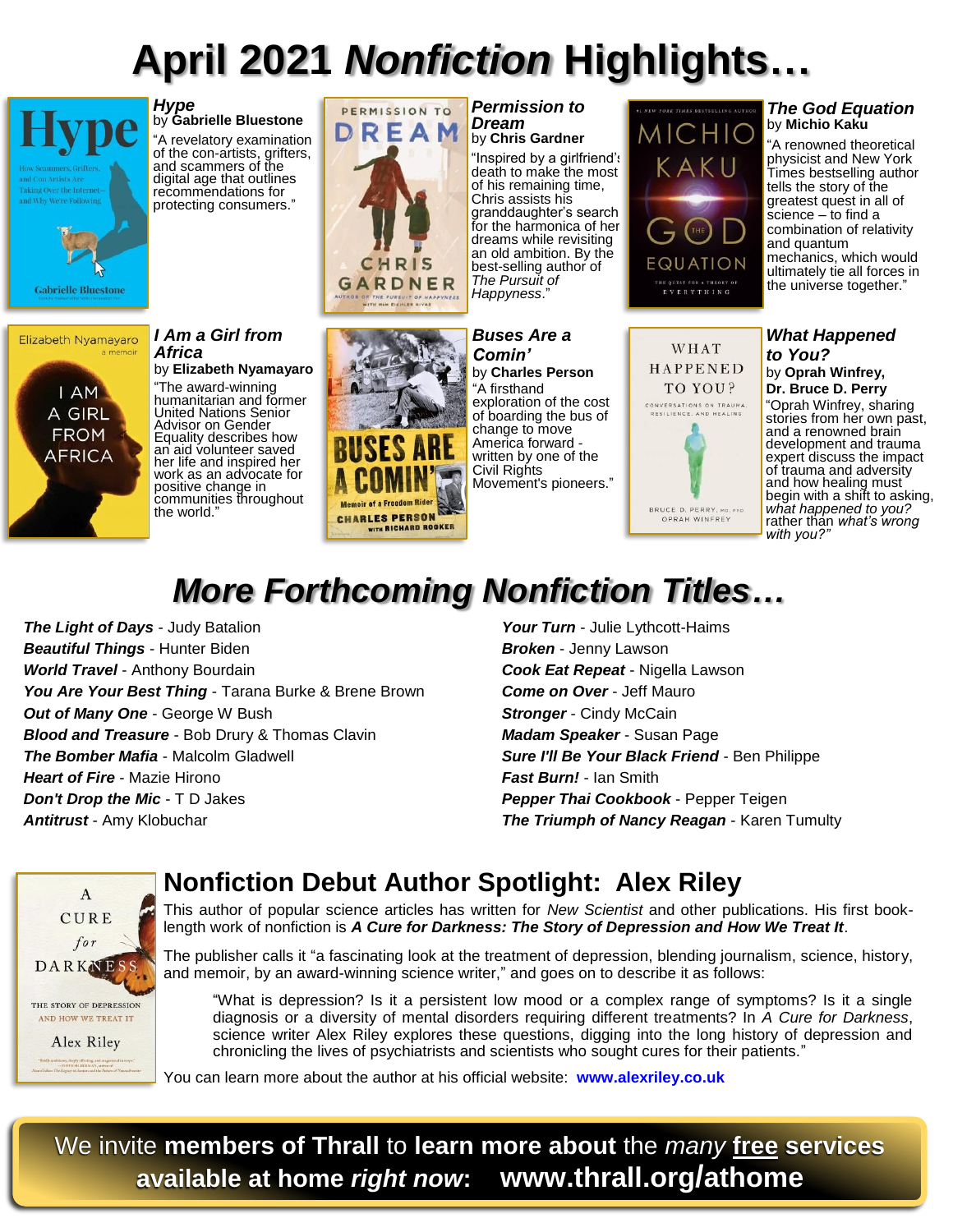# April 2021 *Nonfiction* Highlights…

***Hype***
by **Gabrielle Bluestone**
"A revelatory examination of the con-artists, grifters, and scammers of the digital age that outlines recommendations for protecting consumers."

***Permission to Dream***
by **Chris Gardner**
"Inspired by a girlfriend's death to make the most of his remaining time, Chris assists his granddaughter's search for the harmonica of her dreams while revisiting an old ambition. By the best-selling author of *The Pursuit of Happyness*."

***The God Equation***
by **Michio Kaku**
"A renowned theoretical physicist and New York Times bestselling author tells the story of the greatest quest in all of science – to find a combination of relativity and quantum mechanics, which would ultimately tie all forces in the universe together."

***I Am a Girl from Africa***
by **Elizabeth Nyamayaro**
"The award-winning humanitarian and former United Nations Senior Advisor on Gender Equality describes how an aid volunteer saved her life and inspired her work as an advocate for positive change in communities throughout the world."

***Buses Are a Comin'***
by **Charles Person**
"A firsthand exploration of the cost of boarding the bus of change to move America forward - written by one of the Civil Rights Movement's pioneers."

***What Happened to You?***
by **Oprah Winfrey, Dr. Bruce D. Perry**
"Oprah Winfrey, sharing stories from her own past, and a renowned brain development and trauma expert discuss the impact of trauma and adversity and how healing must begin with a shift to asking, *what happened to you?* rather than *what's wrong with you?"*

# *More Forthcoming Nonfiction Titles…*

***The Light of Days*** - Judy Batalion
***Beautiful Things*** - Hunter Biden
***World Travel*** - Anthony Bourdain
***You Are Your Best Thing*** - Tarana Burke & Brene Brown
***Out of Many One*** - George W Bush
***Blood and Treasure*** - Bob Drury & Thomas Clavin
***The Bomber Mafia*** - Malcolm Gladwell
***Heart of Fire*** - Mazie Hirono
***Don't Drop the Mic*** - T D Jakes
***Antitrust*** - Amy Klobuchar
***Your Turn*** - Julie Lythcott-Haims
***Broken*** - Jenny Lawson
***Cook Eat Repeat*** - Nigella Lawson
***Come on Over*** - Jeff Mauro
***Stronger*** - Cindy McCain
***Madam Speaker*** - Susan Page
***Sure I'll Be Your Black Friend*** - Ben Philippe
***Fast Burn!*** - Ian Smith
***Pepper Thai Cookbook*** - Pepper Teigen
***The Triumph of Nancy Reagan*** - Karen Tumulty

## Nonfiction Debut Author Spotlight: Alex Riley

This author of popular science articles has written for *New Scientist* and other publications. His first book-length work of nonfiction is ***A Cure for Darkness: The Story of Depression and How We Treat It***.

The publisher calls it "a fascinating look at the treatment of depression, blending journalism, science, history, and memoir, by an award-winning science writer," and goes on to describe it as follows:

> "What is depression? Is it a persistent low mood or a complex range of symptoms? Is it a single diagnosis or a diversity of mental disorders requiring different treatments? In *A Cure for Darkness*, science writer Alex Riley explores these questions, digging into the long history of depression and chronicling the lives of psychiatrists and scientists who sought cures for their patients."

You can learn more about the author at his official website: **www.alexriley.co.uk**

We invite **members of Thrall** to **learn more about** the *many* **free services available at home *right now*: www.thrall.org/athome**